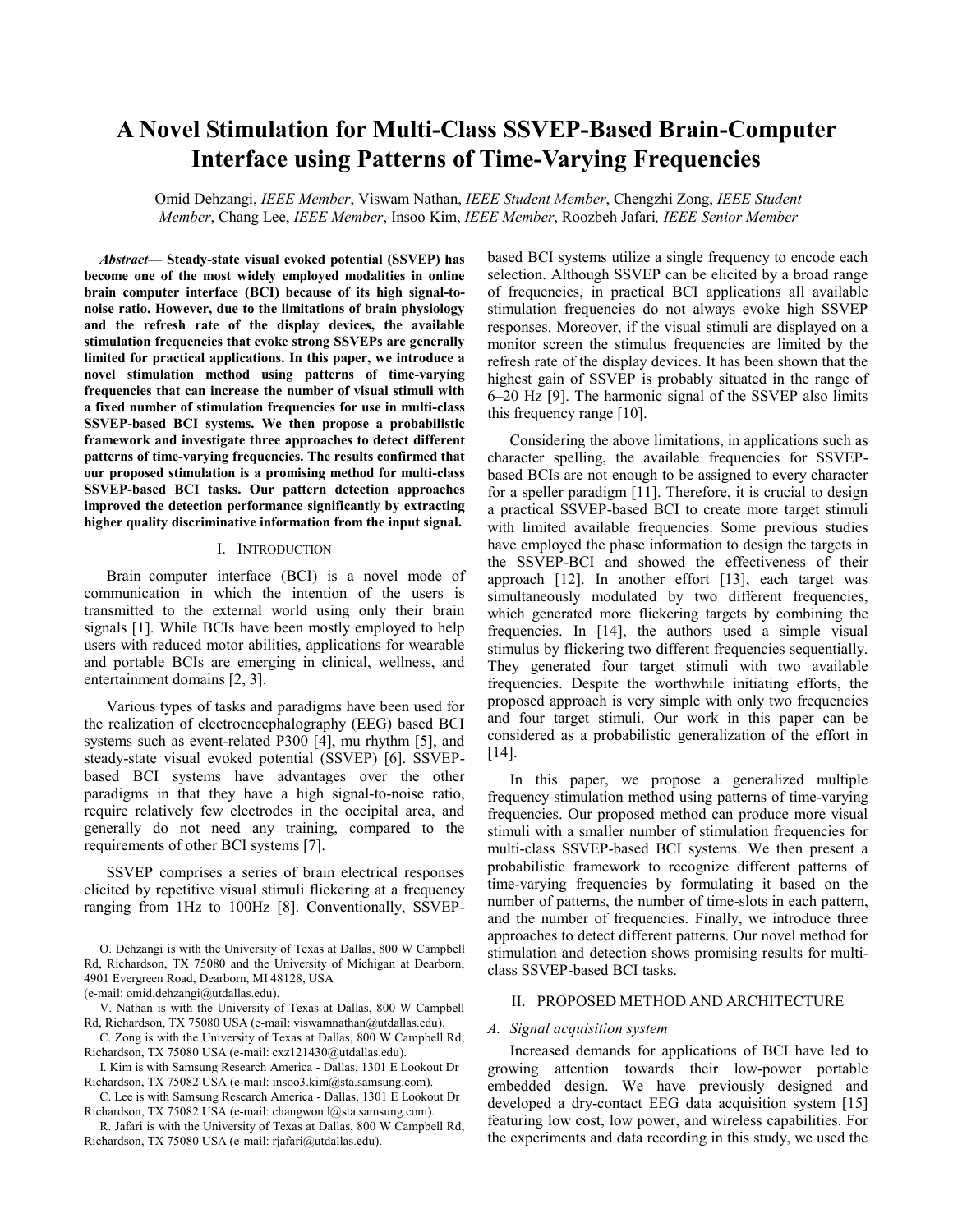# A Novel Stimulation for Multi-Class SSVEP-Based Brain-Computer Interface using Patterns of Time-Varying Frequencies

Omid Dehzangi, *IEEE Member*, Viswam Nathan, *IEEE Student Member*, Chengzhi Zong, *IEEE Student Member*, Chang Lee, *IEEE Member*, Insoo Kim, *IEEE Member*, Roozbeh Jafari*, IEEE Senior Member*

***Abstract*— Steady-state visual evoked potential (SSVEP) has become one of the most widely employed modalities in online brain computer interface (BCI) because of its high signal-to-noise ratio. However, due to the limitations of brain physiology and the refresh rate of the display devices, the available stimulation frequencies that evoke strong SSVEPs are generally limited for practical applications. In this paper, we introduce a novel stimulation method using patterns of time-varying frequencies that can increase the number of visual stimuli with a fixed number of stimulation frequencies for use in multi-class SSVEP-based BCI systems. We then propose a probabilistic framework and investigate three approaches to detect different patterns of time-varying frequencies. The results confirmed that our proposed stimulation is a promising method for multi-class SSVEP-based BCI tasks. Our pattern detection approaches improved the detection performance significantly by extracting higher quality discriminative information from the input signal.**

## I. INTRODUCTION

Brain–computer interface (BCI) is a novel mode of communication in which the intention of the users is transmitted to the external world using only their brain signals [1]. While BCIs have been mostly employed to help users with reduced motor abilities, applications for wearable and portable BCIs are emerging in clinical, wellness, and entertainment domains [2, 3].

Various types of tasks and paradigms have been used for the realization of electroencephalography (EEG) based BCI systems such as event-related P300 [4], mu rhythm [5], and steady-state visual evoked potential (SSVEP) [6]. SSVEP-based BCI systems have advantages over the other paradigms in that they have a high signal-to-noise ratio, require relatively few electrodes in the occipital area, and generally do not need any training, compared to the requirements of other BCI systems [7].

SSVEP comprises a series of brain electrical responses elicited by repetitive visual stimuli flickering at a frequency ranging from 1Hz to 100Hz [8]. Conventionally, SSVEP-based BCI systems utilize a single frequency to encode each selection. Although SSVEP can be elicited by a broad range of frequencies, in practical BCI applications all available stimulation frequencies do not always evoke high SSVEP responses. Moreover, if the visual stimuli are displayed on a monitor screen the stimulus frequencies are limited by the refresh rate of the display devices. It has been shown that the highest gain of SSVEP is probably situated in the range of 6–20 Hz [9]. The harmonic signal of the SSVEP also limits this frequency range [10].

Considering the above limitations, in applications such as character spelling, the available frequencies for SSVEP-based BCIs are not enough to be assigned to every character for a speller paradigm [11]. Therefore, it is crucial to design a practical SSVEP-based BCI to create more target stimuli with limited available frequencies. Some previous studies have employed the phase information to design the targets in the SSVEP-BCI and showed the effectiveness of their approach [12]. In another effort [13], each target was simultaneously modulated by two different frequencies, which generated more flickering targets by combining the frequencies. In [14], the authors used a simple visual stimulus by flickering two different frequencies sequentially. They generated four target stimuli with two available frequencies. Despite the worthwhile initiating efforts, the proposed approach is very simple with only two frequencies and four target stimuli. Our work in this paper can be considered as a probabilistic generalization of the effort in [14].

In this paper, we propose a generalized multiple frequency stimulation method using patterns of time-varying frequencies. Our proposed method can produce more visual stimuli with a smaller number of stimulation frequencies for multi-class SSVEP-based BCI systems. We then present a probabilistic framework to recognize different patterns of time-varying frequencies by formulating it based on the number of patterns, the number of time-slots in each pattern, and the number of frequencies. Finally, we introduce three approaches to detect different patterns. Our novel method for stimulation and detection shows promising results for multi-class SSVEP-based BCI tasks.

## II. PROPOSED METHOD AND ARCHITECTURE

### *A. Signal acquisition system*

Increased demands for applications of BCI have led to growing attention towards their low-power portable embedded design. We have previously designed and developed a dry-contact EEG data acquisition system [15] featuring low cost, low power, and wireless capabilities. For the experiments and data recording in this study, we used the

O. Dehzangi is with the University of Texas at Dallas, 800 W Campbell Rd, Richardson, TX 75080 and the University of Michigan at Dearborn, 4901 Evergreen Road, Dearborn, MI 48128, USA (e-mail: omid.dehzangi@utdallas.edu).

V. Nathan is with the University of Texas at Dallas, 800 W Campbell Rd, Richardson, TX 75080 USA (e-mail: viswamnathan@utdallas.edu).

C. Zong is with the University of Texas at Dallas, 800 W Campbell Rd, Richardson, TX 75080 USA (e-mail: cxz121430@utdallas.edu).

I. Kim is with Samsung Research America - Dallas, 1301 E Lookout Dr Richardson, TX 75082 USA (e-mail: insoo3.kim@sta.samsung.com).

C. Lee is with Samsung Research America - Dallas, 1301 E Lookout Dr Richardson, TX 75082 USA (e-mail: changwon.l@sta.samsung.com).

R. Jafari is with the University of Texas at Dallas, 800 W Campbell Rd, Richardson, TX 75080 USA (e-mail: rjafari@utdallas.edu).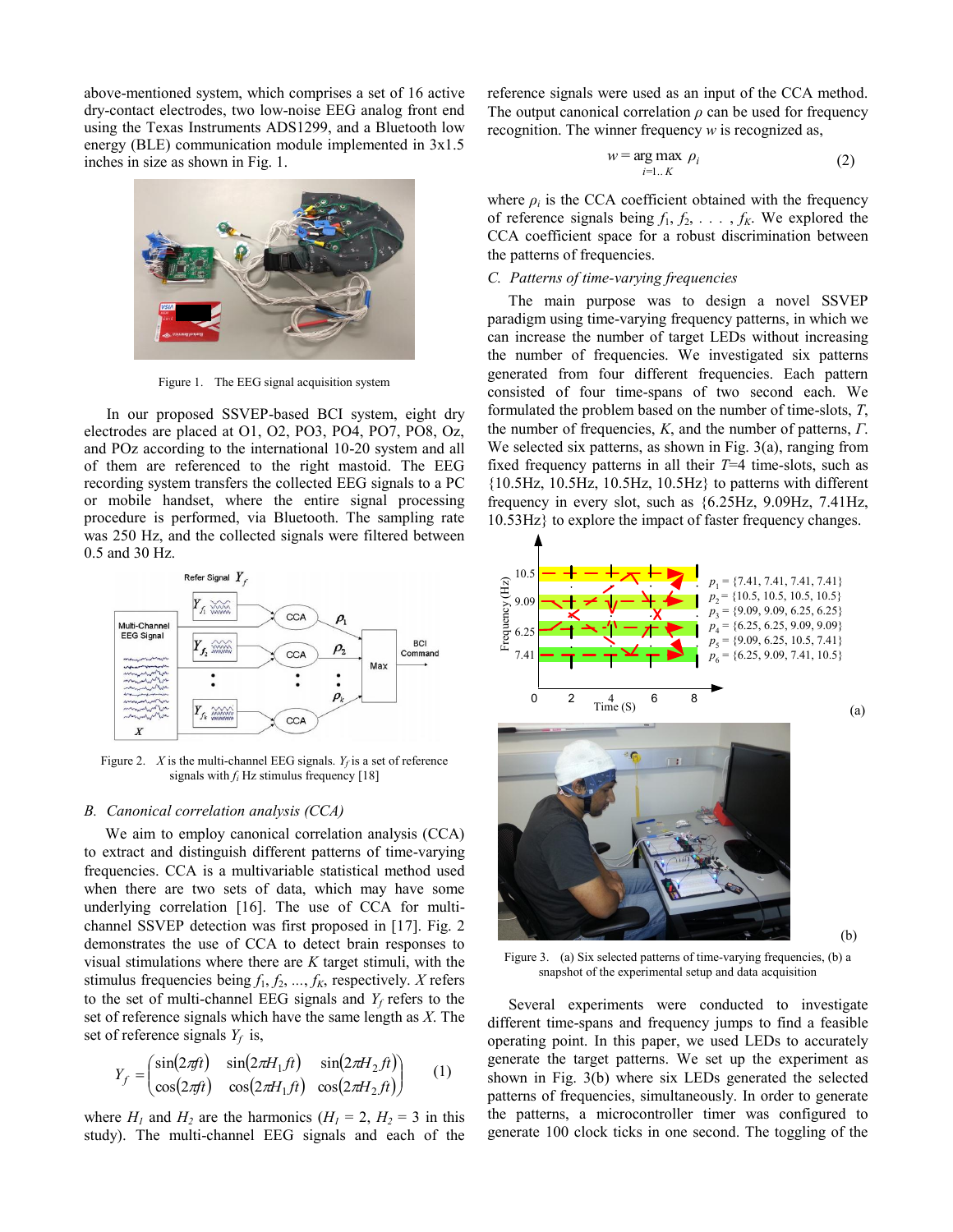above-mentioned system, which comprises a set of 16 active dry-contact electrodes, two low-noise EEG analog front end using the Texas Instruments ADS1299, and a Bluetooth low energy (BLE) communication module implemented in 3x1.5 inches in size as shown in Fig. 1.

Figure 1. The EEG signal acquisition system

In our proposed SSVEP-based BCI system, eight dry electrodes are placed at O1, O2, PO3, PO4, PO7, PO8, Oz, and POz according to the international 10-20 system and all of them are referenced to the right mastoid. The EEG recording system transfers the collected EEG signals to a PC or mobile handset, where the entire signal processing procedure is performed, via Bluetooth. The sampling rate was 250 Hz, and the collected signals were filtered between 0.5 and 30 Hz.

Figure 2. $X$ is the multi-channel EEG signals. $Y_f$ is a set of reference signals with $f_i$ Hz stimulus frequency [18]

### B. Canonical correlation analysis (CCA)

We aim to employ canonical correlation analysis (CCA) to extract and distinguish different patterns of time-varying frequencies. CCA is a multivariable statistical method used when there are two sets of data, which may have some underlying correlation [16]. The use of CCA for multi-channel SSVEP detection was first proposed in [17]. Fig. 2 demonstrates the use of CCA to detect brain responses to visual stimulations where there are $K$ target stimuli, with the stimulus frequencies being $f_1, f_2, \ldots, f_K$, respectively. $X$ refers to the set of multi-channel EEG signals and $Y_f$ refers to the set of reference signals which have the same length as $X$. The set of reference signals $Y_f$ is,

$$Y_f = \begin{pmatrix} \sin(2\pi ft) & \sin(2\pi H_1 ft) & \sin(2\pi H_2 ft) \\ \cos(2\pi ft) & \cos(2\pi H_1 ft) & \cos(2\pi H_2 ft) \end{pmatrix} \quad (1)$$

where $H_1$ and $H_2$ are the harmonics ($H_1$ = 2, $H_2$ = 3 in this study). The multi-channel EEG signals and each of the reference signals were used as an input of the CCA method. The output canonical correlation $\rho$ can be used for frequency recognition. The winner frequency $w$ is recognized as,

$$w = \arg\max_{i=1..K} \rho_i \quad (2)$$

where $\rho_i$ is the CCA coefficient obtained with the frequency of reference signals being $f_1, f_2, \ldots, f_K$. We explored the CCA coefficient space for a robust discrimination between the patterns of frequencies.

### C. Patterns of time-varying frequencies

The main purpose was to design a novel SSVEP paradigm using time-varying frequency patterns, in which we can increase the number of target LEDs without increasing the number of frequencies. We investigated six patterns generated from four different frequencies. Each pattern consisted of four time-spans of two second each. We formulated the problem based on the number of time-slots, $T$, the number of frequencies, $K$, and the number of patterns, $\Gamma$. We selected six patterns, as shown in Fig. 3(a), ranging from fixed frequency patterns in all their $T$=4 time-slots, such as {10.5Hz, 10.5Hz, 10.5Hz, 10.5Hz} to patterns with different frequency in every slot, such as {6.25Hz, 9.09Hz, 7.41Hz, 10.53Hz} to explore the impact of faster frequency changes.

Figure 3. (a) Six selected patterns of time-varying frequencies, (b) a snapshot of the experimental setup and data acquisition

Several experiments were conducted to investigate different time-spans and frequency jumps to find a feasible operating point. In this paper, we used LEDs to accurately generate the target patterns. We set up the experiment as shown in Fig. 3(b) where six LEDs generated the selected patterns of frequencies, simultaneously. In order to generate the patterns, a microcontroller timer was configured to generate 100 clock ticks in one second. The toggling of the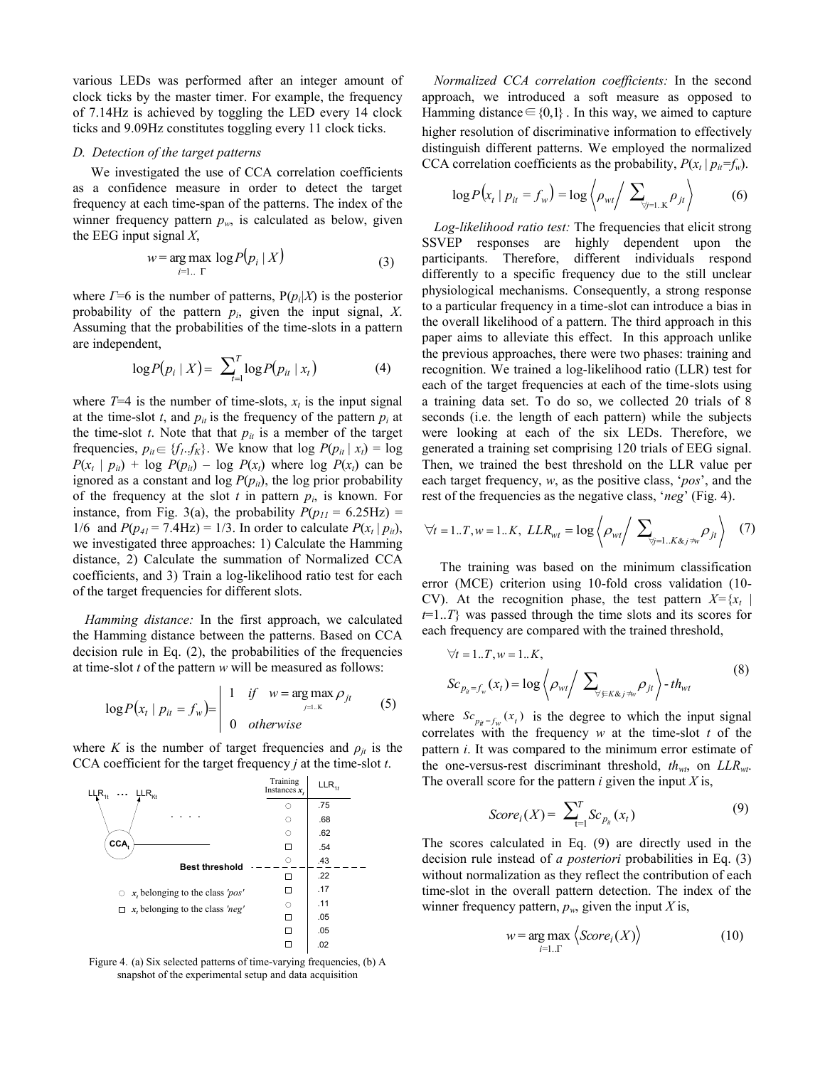various LEDs was performed after an integer amount of clock ticks by the master timer. For example, the frequency of 7.14Hz is achieved by toggling the LED every 14 clock ticks and 9.09Hz constitutes toggling every 11 clock ticks.

### D. Detection of the target patterns

We investigated the use of CCA correlation coefficients as a confidence measure in order to detect the target frequency at each time-span of the patterns. The index of the winner frequency pattern $p_w$, is calculated as below, given the EEG input signal $X$,

$$w = \underset{i=1..\Gamma}{\arg\max} \; \log P(p_i \mid X) \tag{3}$$

where $\Gamma$=6 is the number of patterns, $P(p_i|X)$ is the posterior probability of the pattern $p_i$, given the input signal, $X$. Assuming that the probabilities of the time-slots in a pattern are independent,

$$\log P(p_i \mid X) = \sum_{t=1}^{T} \log P(p_{it} \mid x_t) \tag{4}$$

where $T$=4 is the number of time-slots, $x_t$ is the input signal at the time-slot $t$, and $p_{it}$ is the frequency of the pattern $p_i$ at the time-slot $t$. Note that that $p_{it}$ is a member of the target frequencies, $p_{it} \in \{f_1..f_K\}$. We know that $\log P(p_{it} \mid x_t) = \log P(x_t \mid p_{it}) + \log P(p_{it}) - \log P(x_t)$ where $\log P(x_t)$ can be ignored as a constant and $\log P(p_{it})$, the log prior probability of the frequency at the slot $t$ in pattern $p_i$, is known. For instance, from Fig. 3(a), the probability $P(p_{11} = 6.25\text{Hz}) = 1/6$ and $P(p_{41} = 7.4\text{Hz}) = 1/3$. In order to calculate $P(x_t \mid p_{it})$, we investigated three approaches: 1) Calculate the Hamming distance, 2) Calculate the summation of Normalized CCA coefficients, and 3) Train a log-likelihood ratio test for each of the target frequencies for different slots.

*Hamming distance:* In the first approach, we calculated the Hamming distance between the patterns. Based on CCA decision rule in Eq. (2), the probabilities of the frequencies at time-slot $t$ of the pattern $w$ will be measured as follows:

$$\log P(x_t \mid p_{it} = f_w) = \begin{cases} 1 & if \quad w = \underset{j=1..K}{\arg\max}\, \rho_{jt} \\ 0 & otherwise \end{cases} \tag{5}$$

where $K$ is the number of target frequencies and $\rho_{jt}$ is the CCA coefficient for the target frequency $j$ at the time-slot $t$.

| Training Instances $x_t$ | $LLR_{1t}$ |
|---|---|
| ○ | .75 |
| ○ | .68 |
| ○ | .62 |
| □ | .54 |
| ○ | .43 |
| Best threshold | |
| □ | .22 |
| □ | .17 |
| ○ | .11 |
| □ | .05 |
| □ | .05 |
| □ | .02 |

$LLR_{1t}$ … $LLR_{Kt}$ — $CCA_t$

○ $x_t$ belonging to the class *'pos'*
□ $x_t$ belonging to the class *'neg'*

Figure 4. (a) Six selected patterns of time-varying frequencies, (b) A snapshot of the experimental setup and data acquisition

*Normalized CCA correlation coefficients:* In the second approach, we introduced a soft measure as opposed to Hamming distance $\in \{0,1\}$. In this way, we aimed to capture higher resolution of discriminative information to effectively distinguish different patterns. We employed the normalized CCA correlation coefficients as the probability, $P(x_t \mid p_{it}=f_w)$.

$$\log P(x_t \mid p_{it} = f_w) = \log \left\langle \rho_{wt} \Big/ \sum_{\forall j=1..K} \rho_{jt} \right\rangle \tag{6}$$

*Log-likelihood ratio test:* The frequencies that elicit strong SSVEP responses are highly dependent upon the participants. Therefore, different individuals respond differently to a specific frequency due to the still unclear physiological mechanisms. Consequently, a strong response to a particular frequency in a time-slot can introduce a bias in the overall likelihood of a pattern. The third approach in this paper aims to alleviate this effect. In this approach unlike the previous approaches, there were two phases: training and recognition. We trained a log-likelihood ratio (LLR) test for each of the target frequencies at each of the time-slots using a training data set. To do so, we collected 20 trials of 8 seconds (i.e. the length of each pattern) while the subjects were looking at each of the six LEDs. Therefore, we generated a training set comprising 120 trials of EEG signal. Then, we trained the best threshold on the LLR value per each target frequency, $w$, as the positive class, '*pos*', and the rest of the frequencies as the negative class, '*neg*' (Fig. 4).

$$\forall t = 1..T, w = 1..K, \; LLR_{wt} = \log \left\langle \rho_{wt} \Big/ \sum_{\forall j=1..K \,\&\, j \neq w} \rho_{jt} \right\rangle \tag{7}$$

The training was based on the minimum classification error (MCE) criterion using 10-fold cross validation (10-CV). At the recognition phase, the test pattern $X=\{x_t \mid t=1..T\}$ was passed through the time slots and its scores for each frequency are compared with the trained threshold,

$$\forall t = 1..T, w = 1..K,$$
$$Sc_{p_{it}=f_w}(x_t) = \log \left\langle \rho_{wt} \Big/ \sum_{\forall j=K \,\&\, j \neq w} \rho_{jt} \right\rangle - th_{wt} \tag{8}$$

where $Sc_{p_{it}=f_w}(x_t)$ is the degree to which the input signal correlates with the frequency $w$ at the time-slot $t$ of the pattern $i$. It was compared to the minimum error estimate of the one-versus-rest discriminant threshold, $th_{wt}$, on $LLR_{wt}$. The overall score for the pattern $i$ given the input $X$ is,

$$Score_i(X) = \sum_{t=1}^{T} Sc_{p_{it}}(x_t) \tag{9}$$

The scores calculated in Eq. (9) are directly used in the decision rule instead of *a posteriori* probabilities in Eq. (3) without normalization as they reflect the contribution of each time-slot in the overall pattern detection. The index of the winner frequency pattern, $p_w$, given the input $X$ is,

$$w = \underset{i=1..\Gamma}{\arg\max} \left\langle Score_i(X) \right\rangle \tag{10}$$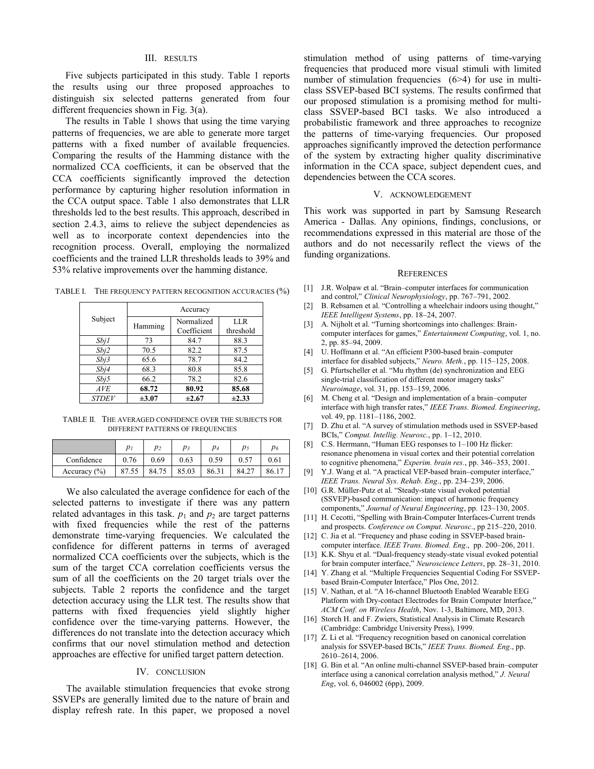## III. RESULTS

Five subjects participated in this study. Table 1 reports the results using our three proposed approaches to distinguish six selected patterns generated from four different frequencies shown in Fig. 3(a).

The results in Table 1 shows that using the time varying patterns of frequencies, we are able to generate more target patterns with a fixed number of available frequencies. Comparing the results of the Hamming distance with the normalized CCA coefficients, it can be observed that the CCA coefficients significantly improved the detection performance by capturing higher resolution information in the CCA output space. Table 1 also demonstrates that LLR thresholds led to the best results. This approach, described in section 2.4.3, aims to relieve the subject dependencies as well as to incorporate context dependencies into the recognition process. Overall, employing the normalized coefficients and the trained LLR thresholds leads to 39% and 53% relative improvements over the hamming distance.

TABLE I. THE FREQUENCY PATTERN RECOGNITION ACCURACIES (%)

| Subject | Accuracy | | |
|---|---|---|---|
| | Hamming | Normalized Coefficient | LLR threshold |
| *Sbj1* | 73 | 84.7 | 88.3 |
| *Sbj2* | 70.5 | 82.2 | 87.5 |
| *Sbj3* | 65.6 | 78.7 | 84.2 |
| *Sbj4* | 68.3 | 80.8 | 85.8 |
| *Sbj5* | 66.2 | 78.2 | 82.6 |
| *AVE* | **68.72** | **80.92** | **85.68** |
| *STDEV* | **±3.07** | **±2.67** | **±2.33** |

TABLE II. THE AVERAGED CONFIDENCE OVER THE SUBJECTS FOR DIFFERENT PATTERNS OF FREQUENCIES

| | $p_1$ | $p_2$ | $p_3$ | $p_4$ | $p_5$ | $p_6$ |
|---|---|---|---|---|---|---|
| Confidence | 0.76 | 0.69 | 0.63 | 0.59 | 0.57 | 0.61 |
| Accuracy (%) | 87.55 | 84.75 | 85.03 | 86.31 | 84.27 | 86.17 |

We also calculated the average confidence for each of the selected patterns to investigate if there was any pattern related advantages in this task. $p_1$ and $p_2$ are target patterns with fixed frequencies while the rest of the patterns demonstrate time-varying frequencies. We calculated the confidence for different patterns in terms of averaged normalized CCA coefficients over the subjects, which is the sum of the target CCA correlation coefficients versus the sum of all the coefficients on the 20 target trials over the subjects. Table 2 reports the confidence and the target detection accuracy using the LLR test. The results show that patterns with fixed frequencies yield slightly higher confidence over the time-varying patterns. However, the differences do not translate into the detection accuracy which confirms that our novel stimulation method and detection approaches are effective for unified target pattern detection.

## IV. CONCLUSION

The available stimulation frequencies that evoke strong SSVEPs are generally limited due to the nature of brain and display refresh rate. In this paper, we proposed a novel stimulation method of using patterns of time-varying frequencies that produced more visual stimuli with limited number of stimulation frequencies (6>4) for use in multi-class SSVEP-based BCI systems. The results confirmed that our proposed stimulation is a promising method for multi-class SSVEP-based BCI tasks. We also introduced a probabilistic framework and three approaches to recognize the patterns of time-varying frequencies. Our proposed approaches significantly improved the detection performance of the system by extracting higher quality discriminative information in the CCA space, subject dependent cues, and dependencies between the CCA scores.

## V. ACKNOWLEDGEMENT

This work was supported in part by Samsung Research America - Dallas. Any opinions, findings, conclusions, or recommendations expressed in this material are those of the authors and do not necessarily reflect the views of the funding organizations.

## REFERENCES

[1] J.R. Wolpaw et al. "Brain–computer interfaces for communication and control," *Clinical Neurophysiology*, pp. 767–791, 2002.

[2] B. Rebsamen et al. "Controlling a wheelchair indoors using thought," *IEEE Intelligent Systems*, pp. 18–24, 2007.

[3] A. Nijholt et al. "Turning shortcomings into challenges: Brain-computer interfaces for games," *Entertainment Computing*, vol. 1, no. 2, pp. 85–94, 2009.

[4] U. Hoffmann et al. "An efficient P300-based brain–computer interface for disabled subjects," *Neuro. Meth.*, pp. 115–125, 2008.

[5] G. Pfurtscheller et al. "Mu rhythm (de) synchronization and EEG single-trial classification of different motor imagery tasks" *Neuroimage*, vol. 31, pp. 153–159, 2006.

[6] M. Cheng et al. "Design and implementation of a brain–computer interface with high transfer rates," *IEEE Trans. Biomed. Engineering*, vol. 49, pp. 1181–1186, 2002.

[7] D. Zhu et al. "A survey of stimulation methods used in SSVEP-based BCIs," *Comput. Intellig. Neurosc.*, pp. 1–12, 2010.

[8] C.S. Herrmann, "Human EEG responses to 1–100 Hz flicker: resonance phenomena in visual cortex and their potential correlation to cognitive phenomena," *Experim. brain res.*, pp. 346–353, 2001.

[9] Y.J. Wang et al. "A practical VEP-based brain–computer interface," *IEEE Trans. Neural Sys. Rehab. Eng*., pp. 234–239, 2006.

[10] G.R. Müller-Putz et al. "Steady-state visual evoked potential (SSVEP)-based communication: impact of harmonic frequency components," *Journal of Neural Engineering*, pp. 123–130, 2005.

[11] H. Cecotti, "Spelling with Brain-Computer Interfaces-Current trends and prospects. *Conference on Comput. Neurosc*., pp 215–220, 2010.

[12] C. Jia et al. "Frequency and phase coding in SSVEP-based brain-computer interface. *IEEE Trans. Biomed. Eng*., pp. 200–206, 2011.

[13] K.K. Shyu et al. "Dual-frequency steady-state visual evoked potential for brain computer interface," *Neuroscience Letters*, pp. 28–31, 2010.

[14] Y. Zhang et al. "Multiple Frequencies Sequential Coding For SSVEP-based Brain-Computer Interface," Plos One, 2012.

[15] V. Nathan, et al. "A 16-channel Bluetooth Enabled Wearable EEG Platform with Dry-contact Electrodes for Brain Computer Interface," *ACM Conf. on Wireless Health*, Nov. 1-3, Baltimore, MD, 2013.

[16] Storch H. and F. Zwiers, Statistical Analysis in Climate Research (Cambridge: Cambridge University Press), 1999.

[17] Z. Li et al. "Frequency recognition based on canonical correlation analysis for SSVEP-based BCIs," *IEEE Trans. Biomed. Eng*., pp. 2610–2614, 2006.

[18] G. Bin et al. "An online multi-channel SSVEP-based brain–computer interface using a canonical correlation analysis method," *J. Neural Eng*, vol. 6, 046002 (6pp), 2009.